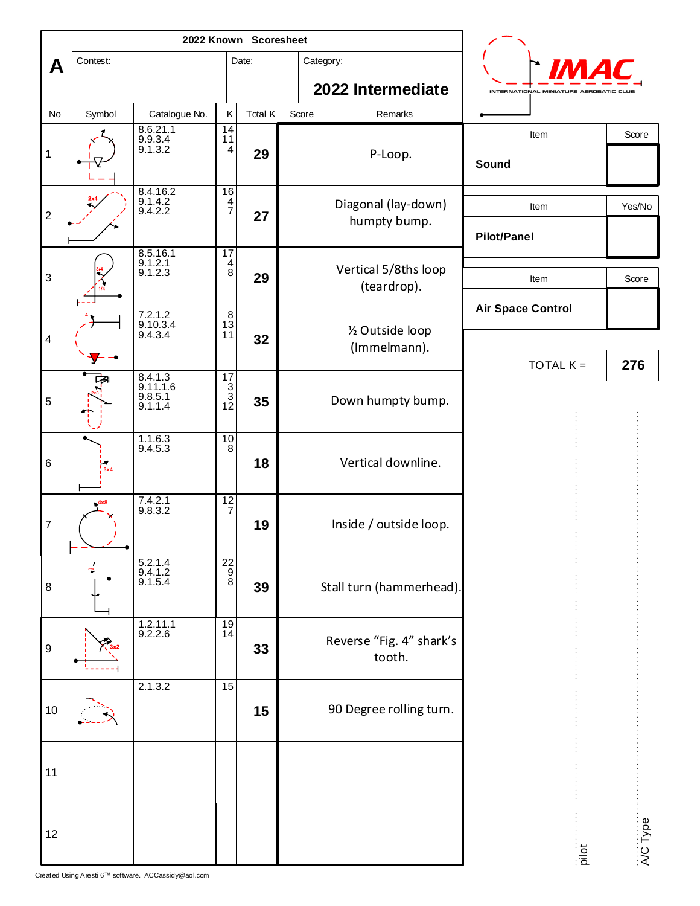# 2022 Known Scoresheet

**A**

Contest: | Date: | Category: **2022 Intermediate**

IMAC — INTERNATIONAL MINIATURE AEROBATIC CLUB

| No | Symbol | Catalogue No. | K | Total K | Score | Remarks |
|---|---|---|---|---|---|---|
| 1 | | 8.6.21.1<br>9.9.3.4<br>9.1.3.2 | 14<br>11<br>4 | **29** | | P-Loop. |
| 2 | | 8.4.16.2<br>9.1.4.2<br>9.4.2.2 | 16<br>4<br>7 | **27** | | Diagonal (lay-down) humpty bump. |
| 3 | | 8.5.16.1<br>9.1.2.1<br>9.1.2.3 | 17<br>4<br>8 | **29** | | Vertical 5/8ths loop (teardrop). |
| 4 | | 7.2.1.2<br>9.10.3.4<br>9.4.3.4 | 8<br>13<br>11 | **32** | | ½ Outside loop (Immelmann). |
| 5 | | 8.4.1.3<br>9.11.1.6<br>9.8.5.1<br>9.1.1.4 | 17<br>3<br>3<br>12 | **35** | | Down humpty bump. |
| 6 | | 1.1.6.3<br>9.4.5.3 | 10<br>8 | **18** | | Vertical downline. |
| 7 | | 7.4.2.1<br>9.8.3.2 | 12<br>7 | **19** | | Inside / outside loop. |
| 8 | | 5.2.1.4<br>9.4.1.2<br>9.1.5.4 | 22<br>9<br>8 | **39** | | Stall turn (hammerhead). |
| 9 | | 1.2.11.1<br>9.2.2.6 | 19<br>14 | **33** | | Reverse "Fig. 4" shark's tooth. |
| 10 | | 2.1.3.2 | 15 | **15** | | 90 Degree rolling turn. |
| 11 | | | | | | |
| 12 | | | | | | |

| Item | Score |
|---|---|
| **Sound** | |

| Item | Yes/No |
|---|---|
| **Pilot/Panel** | |

| Item | Score |
|---|---|
| **Air Space Control** | |

TOTAL K = **276**

pilot

A/C Type

Created Using Aresti 6™ software. ACCassidy@aol.com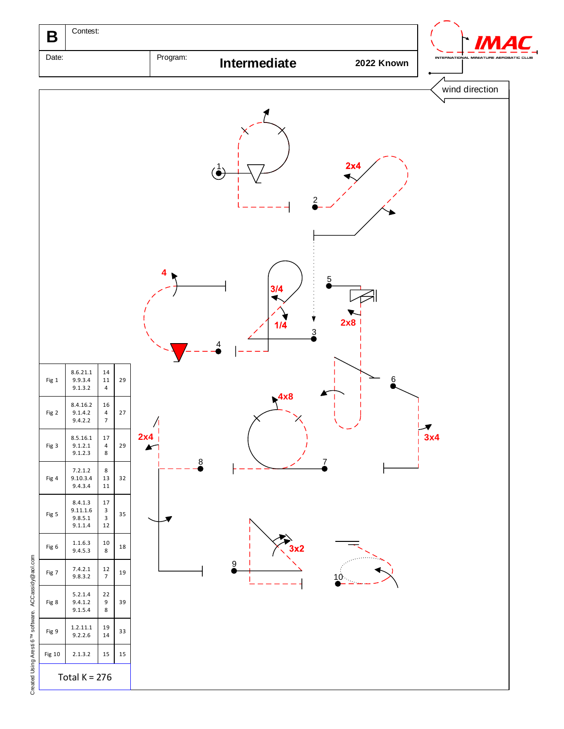| B | Contest: | | |
|---|---|---|---|
| Date: | Program: | **Intermediate** | **2022 Known** |

IMAC — INTERNATIONAL MINIATURE AEROBATIC CLUB

wind direction

| Fig | Aresti | K | Total |
|---|---|---|---|
| Fig 1 | 8.6.21.1<br>9.9.3.4<br>9.1.3.2 | 14<br>11<br>4 | 29 |
| Fig 2 | 8.4.16.2<br>9.1.4.2<br>9.4.2.2 | 16<br>4<br>7 | 27 |
| Fig 3 | 8.5.16.1<br>9.1.2.1<br>9.1.2.3 | 17<br>4<br>8 | 29 |
| Fig 4 | 7.2.1.2<br>9.10.3.4<br>9.4.3.4 | 8<br>13<br>11 | 32 |
| Fig 5 | 8.4.1.3<br>9.11.1.6<br>9.8.5.1<br>9.1.1.4 | 17<br>3<br>3<br>12 | 35 |
| Fig 6 | 1.1.6.3<br>9.4.5.3 | 10<br>8 | 18 |
| Fig 7 | 7.4.2.1<br>9.8.3.2 | 12<br>7 | 19 |
| Fig 8 | 5.2.1.4<br>9.4.1.2<br>9.1.5.4 | 22<br>9<br>8 | 39 |
| Fig 9 | 1.2.11.1<br>9.2.2.6 | 19<br>14 | 33 |
| Fig 10 | 2.1.3.2 | 15 | 15 |

Total K = 276

Created Using Aresti 6™ software. ACCassidy@aol.com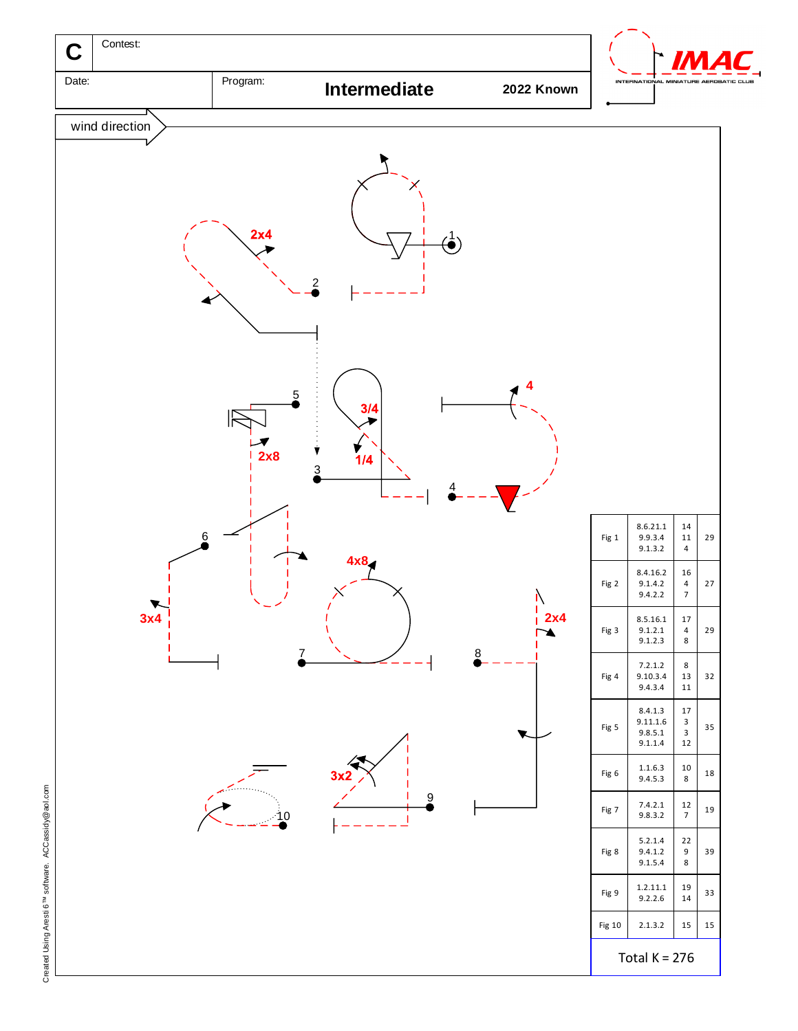| C | Contest: |
|---|---|

| Date: | Program: Intermediate | 2022 Known |
|---|---|---|

IMAC
INTERNATIONAL MINIATURE AEROBATIC CLUB

wind direction

1
2x4
2
3/4
1/4
3
4
4
5
2x8
6
3x4
4x8
7
8
2x4
3x2
9
10

| | | | |
|---|---|---|---|
| Fig 1 | 8.6.21.1<br>9.9.3.4<br>9.1.3.2 | 14<br>11<br>4 | 29 |
| Fig 2 | 8.4.16.2<br>9.1.4.2<br>9.4.2.2 | 16<br>4<br>7 | 27 |
| Fig 3 | 8.5.16.1<br>9.1.2.1<br>9.1.2.3 | 17<br>4<br>8 | 29 |
| Fig 4 | 7.2.1.2<br>9.10.3.4<br>9.4.3.4 | 8<br>13<br>11 | 32 |
| Fig 5 | 8.4.1.3<br>9.11.1.6<br>9.8.5.1<br>9.1.1.4 | 17<br>3<br>3<br>12 | 35 |
| Fig 6 | 1.1.6.3<br>9.4.5.3 | 10<br>8 | 18 |
| Fig 7 | 7.4.2.1<br>9.8.3.2 | 12<br>7 | 19 |
| Fig 8 | 5.2.1.4<br>9.4.1.2<br>9.1.5.4 | 22<br>9<br>8 | 39 |
| Fig 9 | 1.2.11.1<br>9.2.2.6 | 19<br>14 | 33 |
| Fig 10 | 2.1.3.2 | 15 | 15 |

Total K = 276

Created Using Aresti 6™ software. ACCassidy@aol.com